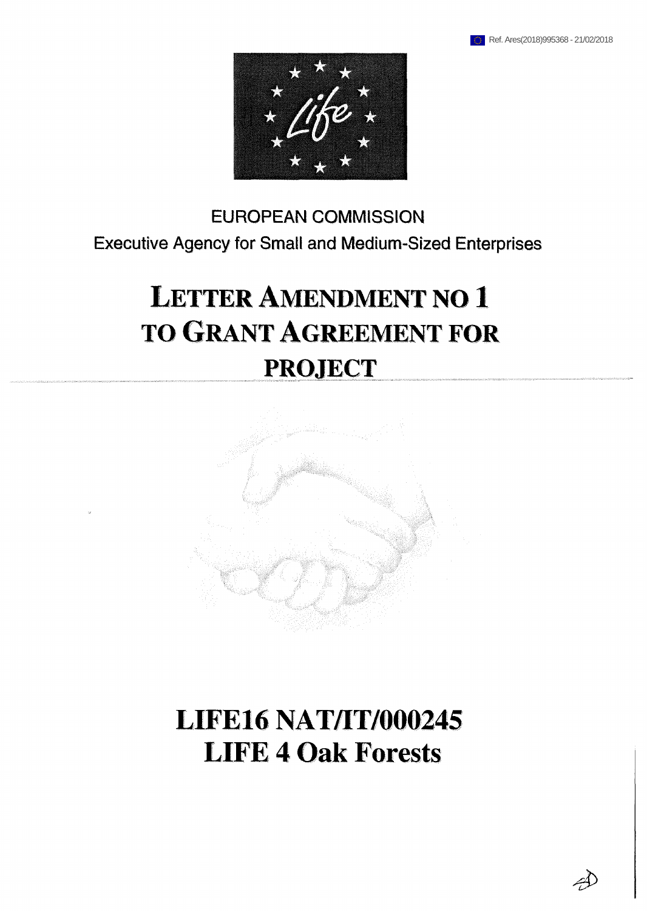Ref. Ares(2018)995368 - 21/02/2018

EUROPEAN COMMISSION

Executive Agency for Small and Medium-Sized Enterprises

# LETTER AMENDMENT NO 1 TO GRANT AGREEMENT FOR PROJECT

# LIFE16 NAT/IT/000245
# LIFE 4 Oak Forests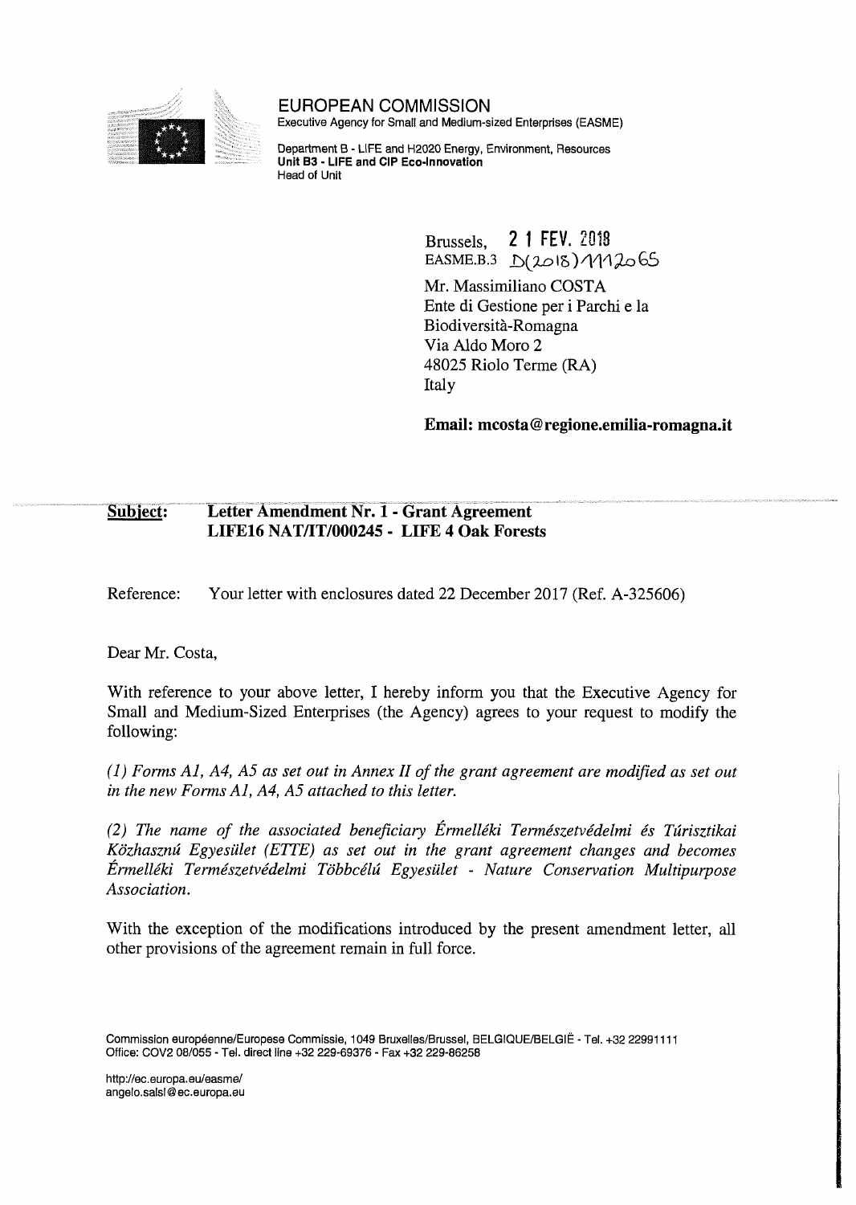EUROPEAN COMMISSION
Executive Agency for Small and Medium-sized Enterprises (EASME)

Department B - LIFE and H2020 Energy, Environment, Resources
**Unit B3 - LIFE and CIP Eco-Innovation**
Head of Unit

Brussels, 21 FEV. 2018
EASME.B.3 D(2018)1112065

Mr. Massimiliano COSTA
Ente di Gestione per i Parchi e la Biodiversità-Romagna
Via Aldo Moro 2
48025 Riolo Terme (RA)
Italy

**Email: mcosta@regione.emilia-romagna.it**

**Subject: Letter Amendment Nr. 1 - Grant Agreement LIFE16 NAT/IT/000245 - LIFE 4 Oak Forests**

Reference: Your letter with enclosures dated 22 December 2017 (Ref. A-325606)

Dear Mr. Costa,

With reference to your above letter, I hereby inform you that the Executive Agency for Small and Medium-Sized Enterprises (the Agency) agrees to your request to modify the following:

*(1) Forms A1, A4, A5 as set out in Annex II of the grant agreement are modified as set out in the new Forms A1, A4, A5 attached to this letter.*

*(2) The name of the associated beneficiary Érmelléki Természetvédelmi és Túrisztikai Közhasznú Egyesület (ETTE) as set out in the grant agreement changes and becomes Érmelléki Természetvédelmi Többcélú Egyesület - Nature Conservation Multipurpose Association.*

With the exception of the modifications introduced by the present amendment letter, all other provisions of the agreement remain in full force.

Commission européenne/Europese Commissie, 1049 Bruxelles/Brussel, BELGIQUE/BELGIË - Tel. +32 22991111
Office: COV2 08/055 - Tel. direct line +32 229-69376 - Fax +32 229-86258

http://ec.europa.eu/easme/
angelo.salsi@ec.europa.eu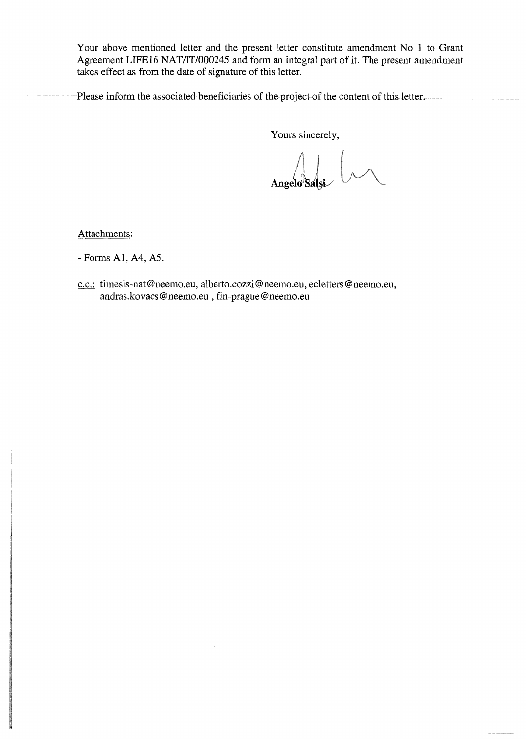Your above mentioned letter and the present letter constitute amendment No 1 to Grant Agreement LIFE16 NAT/IT/000245 and form an integral part of it. The present amendment takes effect as from the date of signature of this letter.

Please inform the associated beneficiaries of the project of the content of this letter.

Yours sincerely,

**Angelo Salsi**

Attachments:

- Forms A1, A4, A5.

c.c.: timesis-nat@neemo.eu, alberto.cozzi@neemo.eu, ecletters@neemo.eu, andras.kovacs@neemo.eu , fin-prague@neemo.eu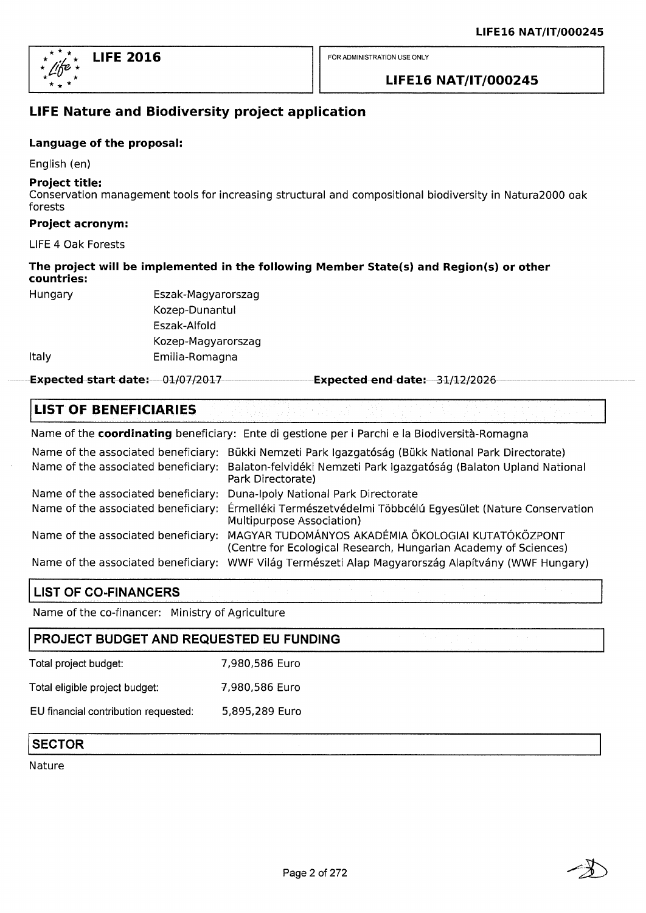**LIFE 2016**

FOR ADMINISTRATION USE ONLY

**LIFE16 NAT/IT/000245**

## LIFE Nature and Biodiversity project application

**Language of the proposal:**

English (en)

**Project title:**

Conservation management tools for increasing structural and compositional biodiversity in Natura2000 oak forests

**Project acronym:**

LIFE 4 Oak Forests

**The project will be implemented in the following Member State(s) and Region(s) or other countries:**

| | |
|---|---|
| Hungary | Eszak-Magyarorszag |
| | Kozep-Dunantul |
| | Eszak-Alfold |
| | Kozep-Magyarorszag |
| Italy | Emilia-Romagna |

**Expected start date:** 01/07/2017 **Expected end date:** 31/12/2026

## LIST OF BENEFICIARIES

Name of the **coordinating** beneficiary: Ente di gestione per i Parchi e la Biodiversità-Romagna

| | |
|---|---|
| Name of the associated beneficiary: | Bükki Nemzeti Park Igazgatóság (Bükk National Park Directorate) |
| Name of the associated beneficiary: | Balaton-felvidéki Nemzeti Park Igazgatóság (Balaton Upland National Park Directorate) |
| Name of the associated beneficiary: | Duna-Ipoly National Park Directorate |
| Name of the associated beneficiary: | Érmelléki Természetvédelmi Többcélú Egyesület (Nature Conservation Multipurpose Association) |
| Name of the associated beneficiary: | MAGYAR TUDOMÁNYOS AKADÉMIA ÖKOLOGIAI KUTATÓKÖZPONT (Centre for Ecological Research, Hungarian Academy of Sciences) |
| Name of the associated beneficiary: | WWF Világ Természeti Alap Magyarország Alapítvány (WWF Hungary) |

## LIST OF CO-FINANCERS

Name of the co-financer: Ministry of Agriculture

## PROJECT BUDGET AND REQUESTED EU FUNDING

| | |
|---|---|
| Total project budget: | 7,980,586 Euro |
| Total eligible project budget: | 7,980,586 Euro |
| EU financial contribution requested: | 5,895,289 Euro |

## SECTOR

Nature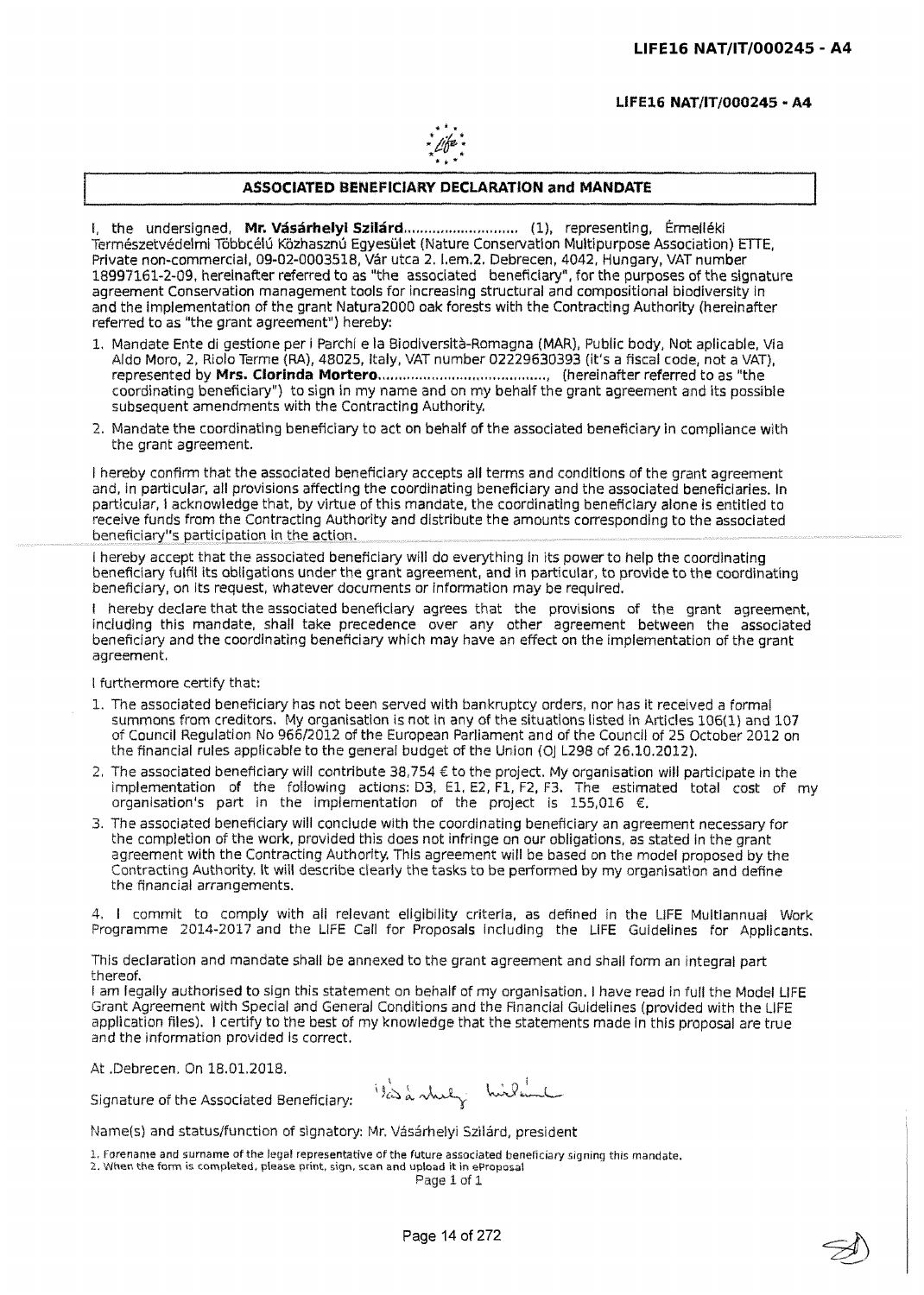## ASSOCIATED BENEFICIARY DECLARATION and MANDATE

I, the undersigned, **Mr. Vásárhelyi Szilárd**............................ (1), representing, Érmelléki Természetvédelmi Többcélú Közhasznú Egyesület (Nature Conservation Multipurpose Association) ETTE, Private non-commercial, 09-02-0003518, Vár utca 2. I.em.2. Debrecen, 4042, Hungary, VAT number 18997161-2-09, hereinafter referred to as "the associated beneficiary", for the purposes of the signature agreement Conservation management tools for increasing structural and compositional biodiversity in and the implementation of the grant Natura2000 oak forests with the Contracting Authority (hereinafter referred to as "the grant agreement") hereby:

1. Mandate Ente di gestione per i Parchi e la Biodiversità-Romagna (MAR), Public body, Not aplicable, Via Aldo Moro, 2, Riolo Terme (RA), 48025, Italy, VAT number 02229630393 (it's a fiscal code, not a VAT), represented by **Mrs. Clorinda Mortero**........................................, (hereinafter referred to as "the coordinating beneficiary") to sign in my name and on my behalf the grant agreement and its possible subsequent amendments with the Contracting Authority.
2. Mandate the coordinating beneficiary to act on behalf of the associated beneficiary in compliance with the grant agreement.

I hereby confirm that the associated beneficiary accepts all terms and conditions of the grant agreement and, in particular, all provisions affecting the coordinating beneficiary and the associated beneficiaries. In particular, I acknowledge that, by virtue of this mandate, the coordinating beneficiary alone is entitled to receive funds from the Contracting Authority and distribute the amounts corresponding to the associated beneficiary"s participation in the action.

I hereby accept that the associated beneficiary will do everything in its power to help the coordinating beneficiary fulfil its obligations under the grant agreement, and in particular, to provide to the coordinating beneficiary, on its request, whatever documents or information may be required.

I hereby declare that the associated beneficiary agrees that the provisions of the grant agreement, including this mandate, shall take precedence over any other agreement between the associated beneficiary and the coordinating beneficiary which may have an effect on the implementation of the grant agreement.

I furthermore certify that:

1. The associated beneficiary has not been served with bankruptcy orders, nor has it received a formal summons from creditors. My organisation is not in any of the situations listed in Articles 106(1) and 107 of Council Regulation No 966/2012 of the European Parliament and of the Council of 25 October 2012 on the financial rules applicable to the general budget of the Union (OJ L298 of 26.10.2012).
2. The associated beneficiary will contribute 38,754 € to the project. My organisation will participate in the implementation of the following actions: D3, E1, E2, F1, F2, F3. The estimated total cost of my organisation's part in the implementation of the project is 155,016 €.
3. The associated beneficiary will conclude with the coordinating beneficiary an agreement necessary for the completion of the work, provided this does not infringe on our obligations, as stated in the grant agreement with the Contracting Authority. This agreement will be based on the model proposed by the Contracting Authority. It will describe clearly the tasks to be performed by my organisation and define the financial arrangements.
4. I commit to comply with all relevant eligibility criteria, as defined in the LIFE Multiannual Work Programme 2014-2017 and the LIFE Call for Proposals including the LIFE Guidelines for Applicants.

This declaration and mandate shall be annexed to the grant agreement and shall form an integral part thereof.

I am legally authorised to sign this statement on behalf of my organisation. I have read in full the Model LIFE Grant Agreement with Special and General Conditions and the Financial Guidelines (provided with the LIFE application files). I certify to the best of my knowledge that the statements made in this proposal are true and the information provided is correct.

At .Debrecen. On 18.01.2018.

Signature of the Associated Beneficiary: Vásárhelyi Szilárd

Name(s) and status/function of signatory: Mr. Vásárhelyi Szilárd, president

1. Forename and surname of the legal representative of the future associated beneficiary signing this mandate.
2. When the form is completed, please print, sign, scan and upload it in eProposal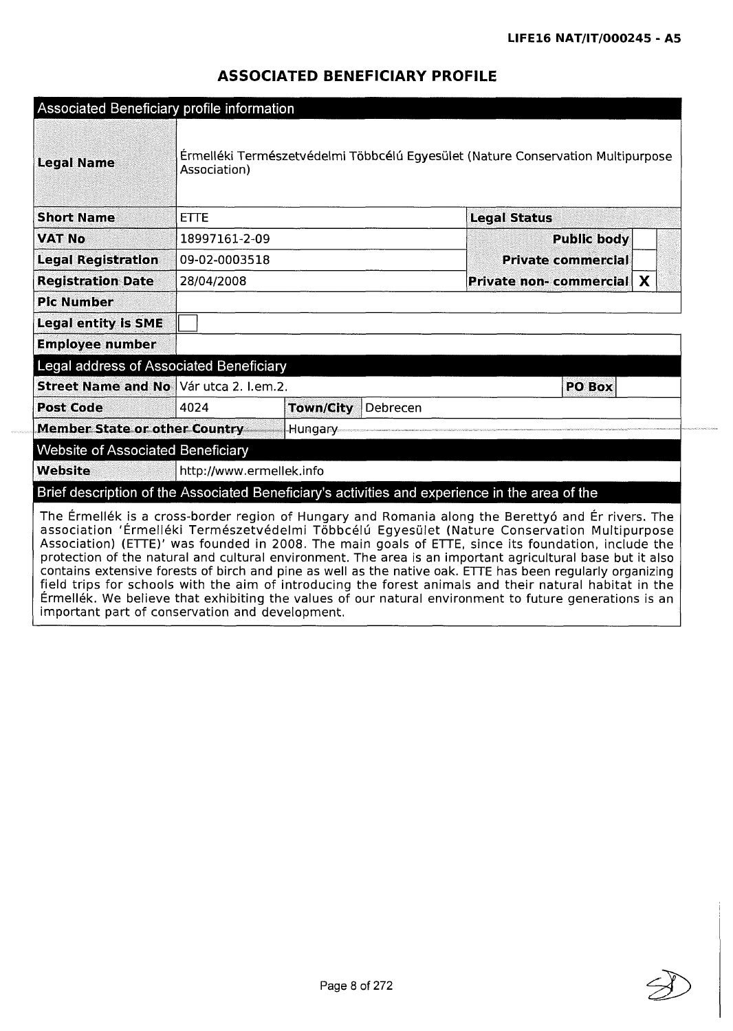# ASSOCIATED BENEFICIARY PROFILE

| Associated Beneficiary profile information | | | | | |
|---|---|---|---|---|---|
| **Legal Name** | Érmelléki Természetvédelmi Többcélú Egyesület (Nature Conservation Multipurpose Association) | | | | |
| **Short Name** | ETTE | | | **Legal Status** | |
| **VAT No** | 18997161-2-09 | | | **Public body** | |
| **Legal Registration** | 09-02-0003518 | | | **Private commercial** | |
| **Registration Date** | 28/04/2008 | | | **Private non- commercial** | X |
| **Pic Number** | | | | | |
| **Legal entity is SME** | ☐ | | | | |
| **Employee number** | | | | | |

| Legal address of Associated Beneficiary | | | | | |
|---|---|---|---|---|---|
| **Street Name and No** | Vár utca 2. I.em.2. | | | **PO Box** | |
| **Post Code** | 4024 | **Town/City** | Debrecen | | |
| **Member State or other Country** | Hungary | | | | |

| Website of Associated Beneficiary | |
|---|---|
| **Website** | http://www.ermellek.info |

## Brief description of the Associated Beneficiary's activities and experience in the area of the

The Érmellék is a cross-border region of Hungary and Romania along the Berettyó and Ér rivers. The association 'Érmelléki Természetvédelmi Többcélú Egyesület (Nature Conservation Multipurpose Association) (ETTE)' was founded in 2008. The main goals of ETTE, since its foundation, include the protection of the natural and cultural environment. The area is an important agricultural base but it also contains extensive forests of birch and pine as well as the native oak. ETTE has been regularly organizing field trips for schools with the aim of introducing the forest animals and their natural habitat in the Érmellék. We believe that exhibiting the values of our natural environment to future generations is an important part of conservation and development.